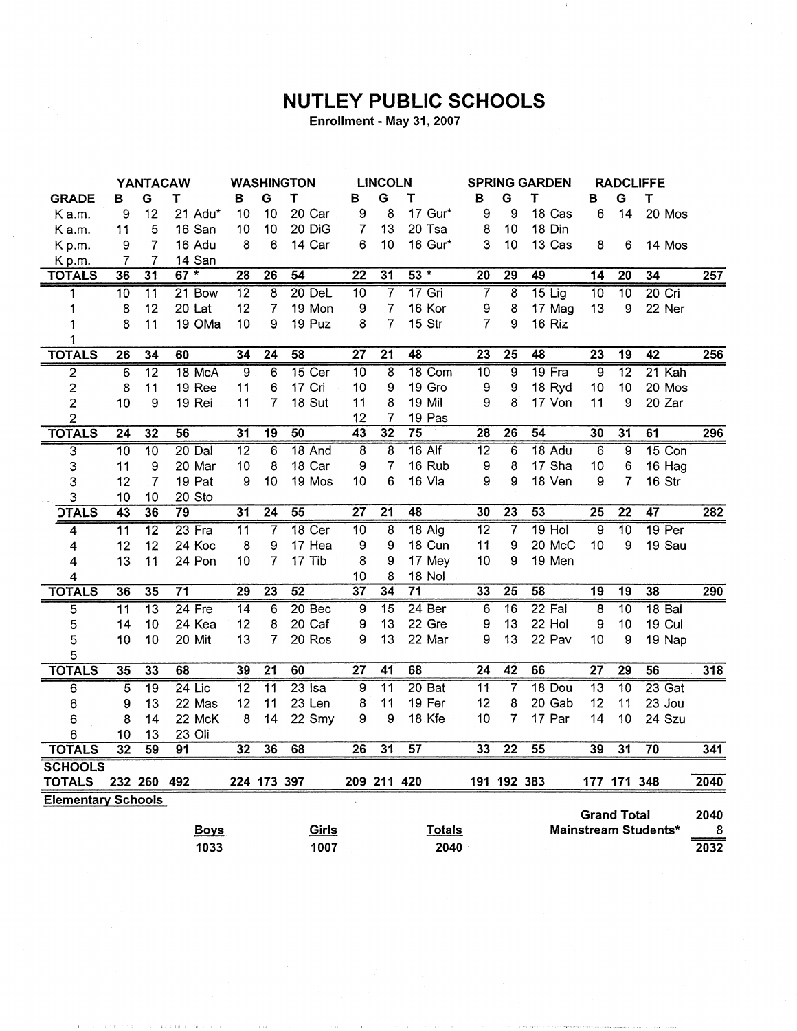# NUTLEY PUBLIC SCHOOLS

**Enrollment - May 31, 2007**

| GRADE | YANTACAW B | G | T | WASHINGTON B | G | T | LINCOLN B | G | T | SPRING GARDEN B | G | T | RADCLIFFE B | G | T | |
|---|---|---|---|---|---|---|---|---|---|---|---|---|---|---|---|---|
| K a.m. | 9 | 12 | 21 Adu* | 10 | 10 | 20 Car | 9 | 8 | 17 Gur* | 9 | 9 | 18 Cas | 6 | 14 | 20 Mos | |
| K a.m. | 11 | 5 | 16 San | 10 | 10 | 20 DiG | 7 | 13 | 20 Tsa | 8 | 10 | 18 Din | | | | |
| K p.m. | 9 | 7 | 16 Adu | 8 | 6 | 14 Car | 6 | 10 | 16 Gur* | 3 | 10 | 13 Cas | 8 | 6 | 14 Mos | |
| K p.m. | 7 | 7 | 14 San | | | | | | | | | | | | | |
| **TOTALS** | **36** | **31** | **67 *** | **28** | **26** | **54** | **22** | **31** | **53 *** | **20** | **29** | **49** | **14** | **20** | **34** | **257** |
| 1 | 10 | 11 | 21 Bow | 12 | 8 | 20 DeL | 10 | 7 | 17 Gri | 7 | 8 | 15 Lig | 10 | 10 | 20 Cri | |
| 1 | 8 | 12 | 20 Lat | 12 | 7 | 19 Mon | 9 | 7 | 16 Kor | 9 | 8 | 17 Mag | 13 | 9 | 22 Ner | |
| 1 | 8 | 11 | 19 OMa | 10 | 9 | 19 Puz | 8 | 7 | 15 Str | 7 | 9 | 16 Riz | | | | |
| 1 | | | | | | | | | | | | | | | | |
| **TOTALS** | **26** | **34** | **60** | **34** | **24** | **58** | **27** | **21** | **48** | **23** | **25** | **48** | **23** | **19** | **42** | **256** |
| 2 | 6 | 12 | 18 McA | 9 | 6 | 15 Cer | 10 | 8 | 18 Com | 10 | 9 | 19 Fra | 9 | 12 | 21 Kah | |
| 2 | 8 | 11 | 19 Ree | 11 | 6 | 17 Cri | 10 | 9 | 19 Gro | 9 | 9 | 18 Ryd | 10 | 10 | 20 Mos | |
| 2 | 10 | 9 | 19 Rei | 11 | 7 | 18 Sut | 11 | 8 | 19 Mil | 9 | 8 | 17 Von | 11 | 9 | 20 Zar | |
| 2 | | | | | | | 12 | 7 | 19 Pas | | | | | | | |
| **TOTALS** | **24** | **32** | **56** | **31** | **19** | **50** | **43** | **32** | **75** | **28** | **26** | **54** | **30** | **31** | **61** | **296** |
| 3 | 10 | 10 | 20 Dal | 12 | 6 | 18 And | 8 | 8 | 16 Alf | 12 | 6 | 18 Adu | 6 | 9 | 15 Con | |
| 3 | 11 | 9 | 20 Mar | 10 | 8 | 18 Car | 9 | 7 | 16 Rub | 9 | 8 | 17 Sha | 10 | 6 | 16 Hag | |
| 3 | 12 | 7 | 19 Pat | 9 | 10 | 19 Mos | 10 | 6 | 16 Vla | 9 | 9 | 18 Ven | 9 | 7 | 16 Str | |
| 3 | 10 | 10 | 20 Sto | | | | | | | | | | | | | |
| **TOTALS** | **43** | **36** | **79** | **31** | **24** | **55** | **27** | **21** | **48** | **30** | **23** | **53** | **25** | **22** | **47** | **282** |
| 4 | 11 | 12 | 23 Fra | 11 | 7 | 18 Cer | 10 | 8 | 18 Alg | 12 | 7 | 19 Hol | 9 | 10 | 19 Per | |
| 4 | 12 | 12 | 24 Koc | 8 | 9 | 17 Hea | 9 | 9 | 18 Cun | 11 | 9 | 20 McC | 10 | 9 | 19 Sau | |
| 4 | 13 | 11 | 24 Pon | 10 | 7 | 17 Tib | 8 | 9 | 17 Mey | 10 | 9 | 19 Men | | | | |
| 4 | | | | | | | 10 | 8 | 18 Nol | | | | | | | |
| **TOTALS** | **36** | **35** | **71** | **29** | **23** | **52** | **37** | **34** | **71** | **33** | **25** | **58** | **19** | **19** | **38** | **290** |
| 5 | 11 | 13 | 24 Fre | 14 | 6 | 20 Bec | 9 | 15 | 24 Ber | 6 | 16 | 22 Fal | 8 | 10 | 18 Bal | |
| 5 | 14 | 10 | 24 Kea | 12 | 8 | 20 Caf | 9 | 13 | 22 Gre | 9 | 13 | 22 Hol | 9 | 10 | 19 Cul | |
| 5 | 10 | 10 | 20 Mit | 13 | 7 | 20 Ros | 9 | 13 | 22 Mar | 9 | 13 | 22 Pav | 10 | 9 | 19 Nap | |
| 5 | | | | | | | | | | | | | | | | |
| **TOTALS** | **35** | **33** | **68** | **39** | **21** | **60** | **27** | **41** | **68** | **24** | **42** | **66** | **27** | **29** | **56** | **318** |
| 6 | 5 | 19 | 24 Lic | 12 | 11 | 23 Isa | 9 | 11 | 20 Bat | 11 | 7 | 18 Dou | 13 | 10 | 23 Gat | |
| 6 | 9 | 13 | 22 Mas | 12 | 11 | 23 Len | 8 | 11 | 19 Fer | 12 | 8 | 20 Gab | 12 | 11 | 23 Jou | |
| 6 | 8 | 14 | 22 McK | 8 | 14 | 22 Smy | 9 | 9 | 18 Kfe | 10 | 7 | 17 Par | 14 | 10 | 24 Szu | |
| 6 | 10 | 13 | 23 Oli | | | | | | | | | | | | | |
| **TOTALS** | **32** | **59** | **91** | **32** | **36** | **68** | **26** | **31** | **57** | **33** | **22** | **55** | **39** | **31** | **70** | **341** |
| **SCHOOLS TOTALS** | **232** | **260** | **492** | **224** | **173** | **397** | **209** | **211** | **420** | **191** | **192** | **383** | **177** | **171** | **348** | **2040** |

**Elementary Schools**

| Boys | Girls | Totals |
|---|---|---|
| 1033 | 1007 | 2040 |

| | |
|---|---|
| **Grand Total** | 2040 |
| **Mainstream Students*** | 8 |
| | 2032 |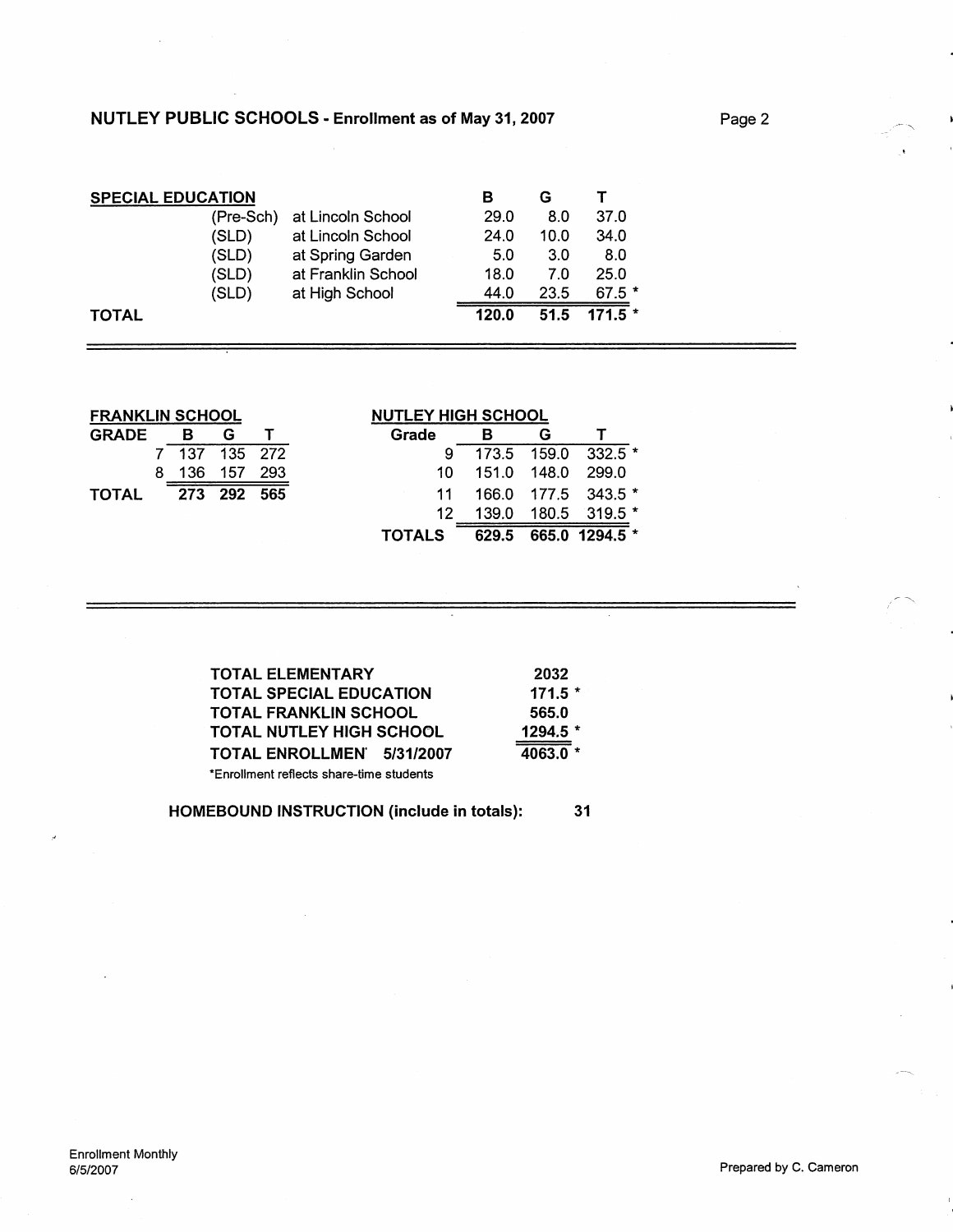## NUTLEY PUBLIC SCHOOLS - Enrollment as of May 31, 2007

| SPECIAL EDUCATION | | | B | G | T |
|---|---|---|---|---|---|
| | (Pre-Sch) | at Lincoln School | 29.0 | 8.0 | 37.0 |
| | (SLD) | at Lincoln School | 24.0 | 10.0 | 34.0 |
| | (SLD) | at Spring Garden | 5.0 | 3.0 | 8.0 |
| | (SLD) | at Franklin School | 18.0 | 7.0 | 25.0 |
| | (SLD) | at High School | 44.0 | 23.5 | 67.5 * |
| TOTAL | | | 120.0 | 51.5 | 171.5 * |

**FRANKLIN SCHOOL**

| GRADE | B | G | T |
|---|---|---|---|
| 7 | 137 | 135 | 272 |
| 8 | 136 | 157 | 293 |
| TOTAL | 273 | 292 | 565 |

**NUTLEY HIGH SCHOOL**

| Grade | B | G | T |
|---|---|---|---|
| 9 | 173.5 | 159.0 | 332.5 * |
| 10 | 151.0 | 148.0 | 299.0 |
| 11 | 166.0 | 177.5 | 343.5 * |
| 12 | 139.0 | 180.5 | 319.5 * |
| TOTALS | 629.5 | 665.0 | 1294.5 * |

| | |
|---|---|
| TOTAL ELEMENTARY | 2032 |
| TOTAL SPECIAL EDUCATION | 171.5 * |
| TOTAL FRANKLIN SCHOOL | 565.0 |
| TOTAL NUTLEY HIGH SCHOOL | 1294.5 * |
| TOTAL ENROLLMEN 5/31/2007 | 4063.0 * |

*Enrollment reflects share-time students

**HOMEBOUND INSTRUCTION (include in totals): 31**

Enrollment Monthly
6/5/2007

Prepared by C. Cameron